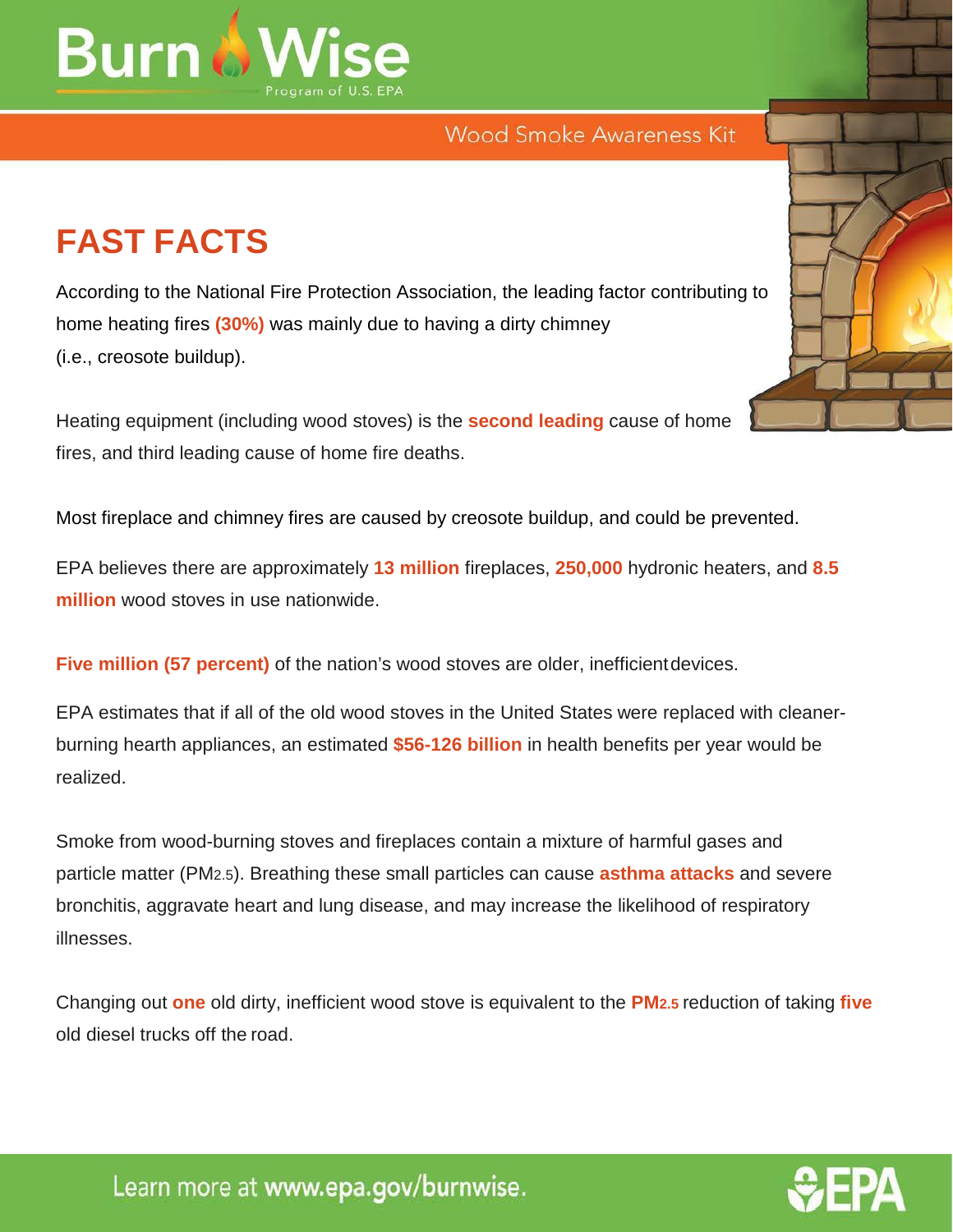Burn Wise

Program of U.S. EPA

Wood Smoke Awareness Kit

# FAST FACTS

According to the National Fire Protection Association, the leading factor contributing to home heating fires **(30%)** was mainly due to having a dirty chimney (i.e., creosote buildup).

Heating equipment (including wood stoves) is the **second leading** cause of home fires, and third leading cause of home fire deaths.

Most fireplace and chimney fires are caused by creosote buildup, and could be prevented.

EPA believes there are approximately **13 million** fireplaces, **250,000** hydronic heaters, and **8.5 million** wood stoves in use nationwide.

**Five million (57 percent)** of the nation's wood stoves are older, inefficient devices.

EPA estimates that if all of the old wood stoves in the United States were replaced with cleaner-burning hearth appliances, an estimated **$56-126 billion** in health benefits per year would be realized.

Smoke from wood-burning stoves and fireplaces contain a mixture of harmful gases and particle matter ($PM_{2.5}$). Breathing these small particles can cause **asthma attacks** and severe bronchitis, aggravate heart and lung disease, and may increase the likelihood of respiratory illnesses.

Changing out **one** old dirty, inefficient wood stove is equivalent to the **$PM_{2.5}$** reduction of taking **five** old diesel trucks off the road.

Learn more at **www.epa.gov/burnwise.**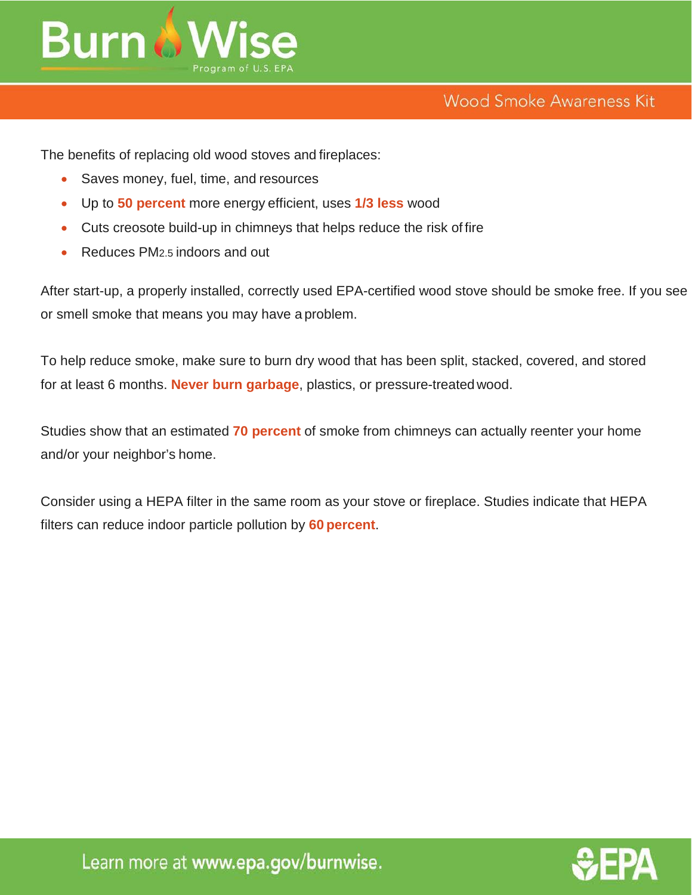The benefits of replacing old wood stoves and fireplaces:

- Saves money, fuel, time, and resources
- Up to **50 percent** more energy efficient, uses **1/3 less** wood
- Cuts creosote build-up in chimneys that helps reduce the risk of fire
- Reduces $PM_{2.5}$ indoors and out

After start-up, a properly installed, correctly used EPA-certified wood stove should be smoke free. If you see or smell smoke that means you may have a problem.

To help reduce smoke, make sure to burn dry wood that has been split, stacked, covered, and stored for at least 6 months. **Never burn garbage**, plastics, or pressure-treated wood.

Studies show that an estimated **70 percent** of smoke from chimneys can actually reenter your home and/or your neighbor's home.

Consider using a HEPA filter in the same room as your stove or fireplace. Studies indicate that HEPA filters can reduce indoor particle pollution by **60 percent**.